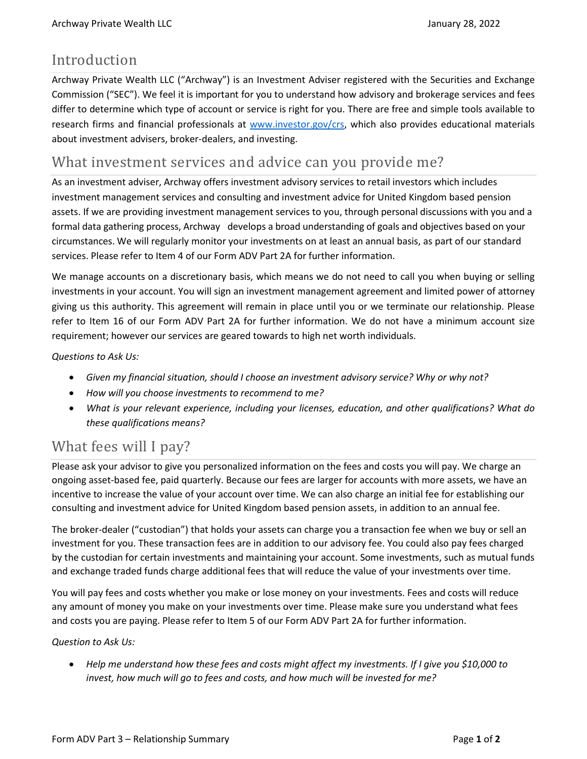## Introduction

Archway Private Wealth LLC ("Archway") is an Investment Adviser registered with the Securities and Exchange Commission ("SEC"). We feel it is important for you to understand how advisory and brokerage services and fees differ to determine which type of account or service is right for you. There are free and simple tools available to research firms and financial professionals at [www.investor.gov/crs](www.investor.gov/crs), which also provides educational materials about investment advisers, broker-dealers, and investing.

## What investment services and advice can you provide me?

As an investment adviser, Archway offers investment advisory services to retail investors which includes investment management services and consulting and investment advice for United Kingdom based pension assets. If we are providing investment management services to you, through personal discussions with you and a formal data gathering process, Archway develops a broad understanding of goals and objectives based on your circumstances. We will regularly monitor your investments on at least an annual basis, as part of our standard services. Please refer to Item 4 of our Form ADV Part 2A for further information.

We manage accounts on a discretionary basis, which means we do not need to call you when buying or selling investments in your account. You will sign an investment management agreement and limited power of attorney giving us this authority. This agreement will remain in place until you or we terminate our relationship. Please refer to Item 16 of our Form ADV Part 2A for further information. We do not have a minimum account size requirement; however our services are geared towards to high net worth individuals.

*Questions to Ask Us:*

- *Given my financial situation, should I choose an investment advisory service? Why or why not?*
- *How will you choose investments to recommend to me?*
- *What is your relevant experience, including your licenses, education, and other qualifications? What do these qualifications means?*

## What fees will I pay?

Please ask your advisor to give you personalized information on the fees and costs you will pay. We charge an ongoing asset-based fee, paid quarterly. Because our fees are larger for accounts with more assets, we have an incentive to increase the value of your account over time. We can also charge an initial fee for establishing our consulting and investment advice for United Kingdom based pension assets, in addition to an annual fee.

The broker-dealer ("custodian") that holds your assets can charge you a transaction fee when we buy or sell an investment for you. These transaction fees are in addition to our advisory fee. You could also pay fees charged by the custodian for certain investments and maintaining your account. Some investments, such as mutual funds and exchange traded funds charge additional fees that will reduce the value of your investments over time.

You will pay fees and costs whether you make or lose money on your investments. Fees and costs will reduce any amount of money you make on your investments over time. Please make sure you understand what fees and costs you are paying. Please refer to Item 5 of our Form ADV Part 2A for further information.

*Question to Ask Us:*

- *Help me understand how these fees and costs might affect my investments. If I give you $10,000 to invest, how much will go to fees and costs, and how much will be invested for me?*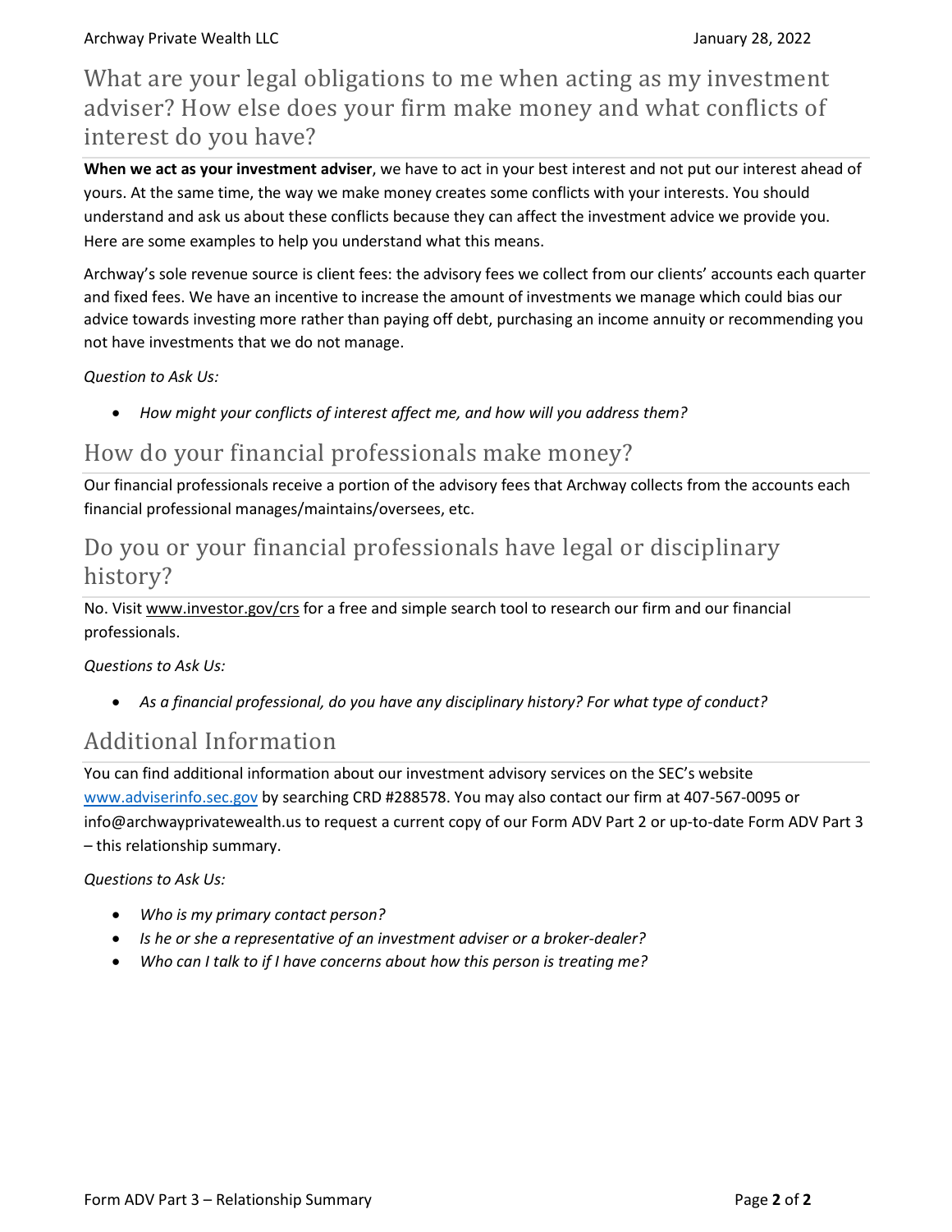## What are your legal obligations to me when acting as my investment adviser? How else does your firm make money and what conflicts of interest do you have?

**When we act as your investment adviser**, we have to act in your best interest and not put our interest ahead of yours. At the same time, the way we make money creates some conflicts with your interests. You should understand and ask us about these conflicts because they can affect the investment advice we provide you. Here are some examples to help you understand what this means.

Archway's sole revenue source is client fees: the advisory fees we collect from our clients' accounts each quarter and fixed fees. We have an incentive to increase the amount of investments we manage which could bias our advice towards investing more rather than paying off debt, purchasing an income annuity or recommending you not have investments that we do not manage.

*Question to Ask Us:*

- *How might your conflicts of interest affect me, and how will you address them?*

## How do your financial professionals make money?

Our financial professionals receive a portion of the advisory fees that Archway collects from the accounts each financial professional manages/maintains/oversees, etc.

## Do you or your financial professionals have legal or disciplinary history?

No. Visit www.investor.gov/crs for a free and simple search tool to research our firm and our financial professionals.

*Questions to Ask Us:*

- *As a financial professional, do you have any disciplinary history? For what type of conduct?*

## Additional Information

You can find additional information about our investment advisory services on the SEC's website www.adviserinfo.sec.gov by searching CRD #288578. You may also contact our firm at 407-567-0095 or info@archwayprivatewealth.us to request a current copy of our Form ADV Part 2 or up-to-date Form ADV Part 3 – this relationship summary.

*Questions to Ask Us:*

- *Who is my primary contact person?*
- *Is he or she a representative of an investment adviser or a broker-dealer?*
- *Who can I talk to if I have concerns about how this person is treating me?*